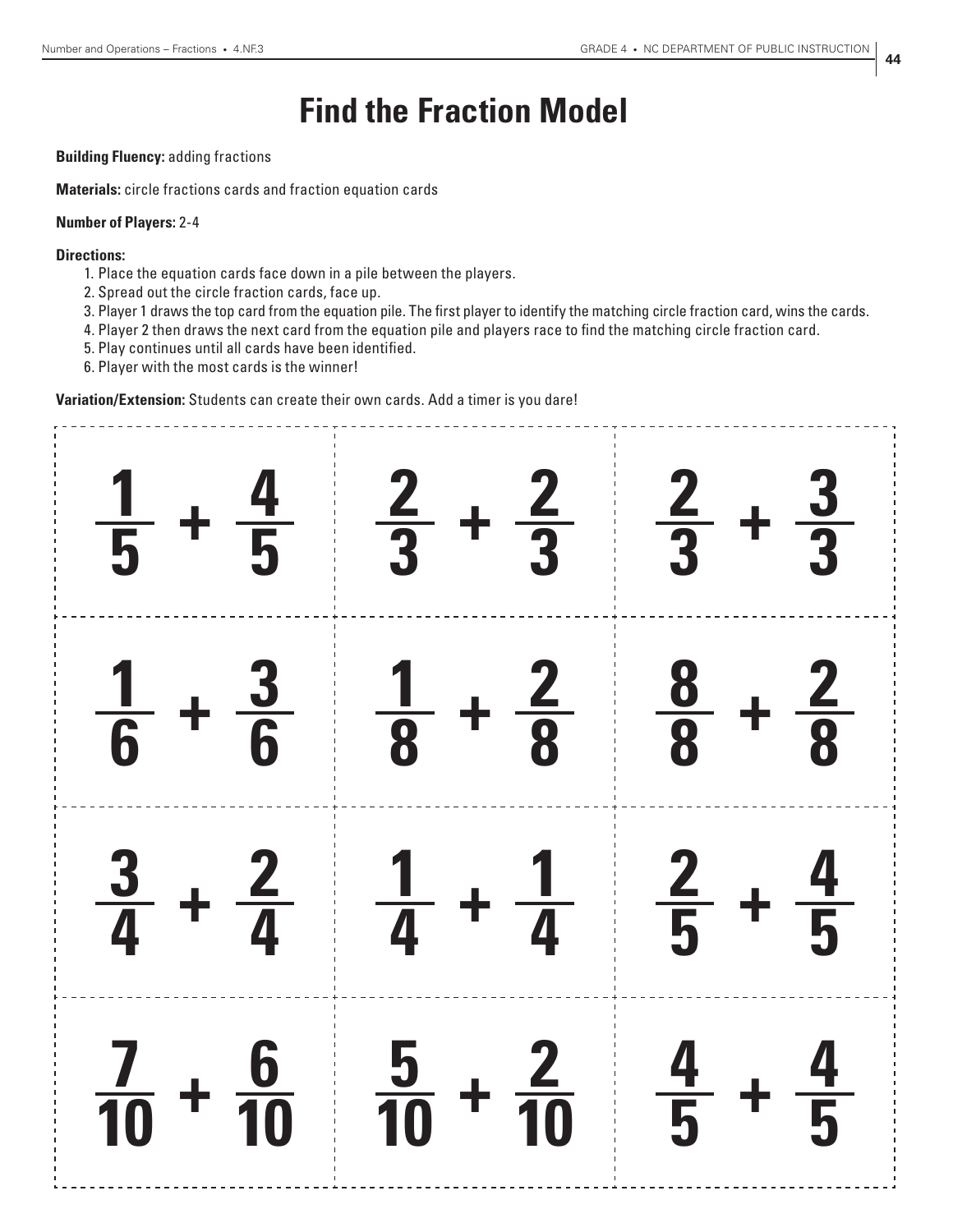# Find the Fraction Model

**Building Fluency:** adding fractions

**Materials:** circle fractions cards and fraction equation cards

**Number of Players:** 2-4

**Directions:**

1. Place the equation cards face down in a pile between the players.
2. Spread out the circle fraction cards, face up.
3. Player 1 draws the top card from the equation pile. The first player to identify the matching circle fraction card, wins the cards.
4. Player 2 then draws the next card from the equation pile and players race to find the matching circle fraction card.
5. Play continues until all cards have been identified.
6. Player with the most cards is the winner!

**Variation/Extension:** Students can create their own cards. Add a timer is you dare!

| | | |
|---|---|---|
| $\frac{1}{5} + \frac{4}{5}$ | $\frac{2}{3} + \frac{2}{3}$ | $\frac{2}{3} + \frac{3}{3}$ |
| $\frac{1}{6} + \frac{3}{6}$ | $\frac{1}{8} + \frac{2}{8}$ | $\frac{8}{8} + \frac{2}{8}$ |
| $\frac{3}{4} + \frac{2}{4}$ | $\frac{1}{4} + \frac{1}{4}$ | $\frac{2}{5} + \frac{4}{5}$ |
| $\frac{7}{10} + \frac{6}{10}$ | $\frac{5}{10} + \frac{2}{10}$ | $\frac{4}{5} + \frac{4}{5}$ |